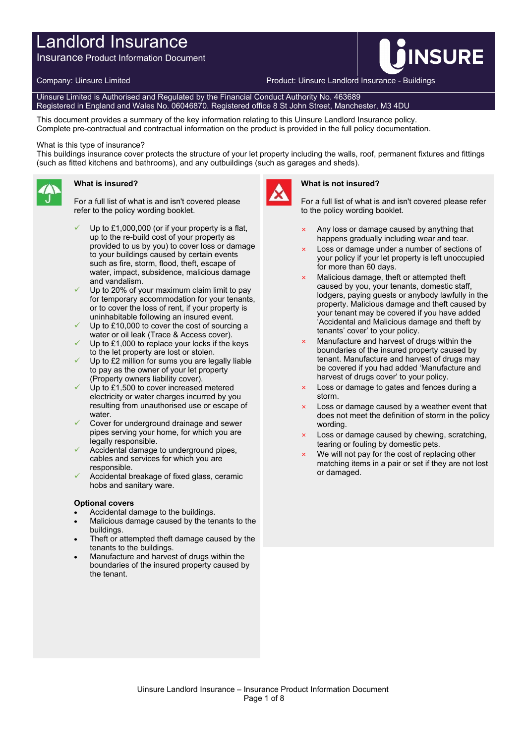# Landlord Insurance

Insurance Product Information Document

Company: Uinsure Limited

Product: Uinsure Landlord Insurance - Buildings

Uinsure Limited is Authorised and Regulated by the Financial Conduct Authority No. 463689
Registered in England and Wales No. 06046870. Registered office 8 St John Street, Manchester, M3 4DU

This document provides a summary of the key information relating to this Uinsure Landlord Insurance policy. Complete pre-contractual and contractual information on the product is provided in the full policy documentation.

What is this type of insurance?
This buildings insurance cover protects the structure of your let property including the walls, roof, permanent fixtures and fittings (such as fitted kitchens and bathrooms), and any outbuildings (such as garages and sheds).

### What is insured?

For a full list of what is and isn't covered please refer to the policy wording booklet.

- ✓ Up to £1,000,000 (or if your property is a flat, up to the re-build cost of your property as provided to us by you) to cover loss or damage to your buildings caused by certain events such as fire, storm, flood, theft, escape of water, impact, subsidence, malicious damage and vandalism.
- ✓ Up to 20% of your maximum claim limit to pay for temporary accommodation for your tenants, or to cover the loss of rent, if your property is uninhabitable following an insured event.
- ✓ Up to £10,000 to cover the cost of sourcing a water or oil leak (Trace & Access cover).
- ✓ Up to £1,000 to replace your locks if the keys to the let property are lost or stolen.
- ✓ Up to £2 million for sums you are legally liable to pay as the owner of your let property (Property owners liability cover).
- ✓ Up to £1,500 to cover increased metered electricity or water charges incurred by you resulting from unauthorised use or escape of water.
- ✓ Cover for underground drainage and sewer pipes serving your home, for which you are legally responsible.
- ✓ Accidental damage to underground pipes, cables and services for which you are responsible.
- ✓ Accidental breakage of fixed glass, ceramic hobs and sanitary ware.

**Optional covers**

- Accidental damage to the buildings.
- Malicious damage caused by the tenants to the buildings.
- Theft or attempted theft damage caused by the tenants to the buildings.
- Manufacture and harvest of drugs within the boundaries of the insured property caused by the tenant.

### What is not insured?

For a full list of what is and isn't covered please refer to the policy wording booklet.

- × Any loss or damage caused by anything that happens gradually including wear and tear.
- × Loss or damage under a number of sections of your policy if your let property is left unoccupied for more than 60 days.
- × Malicious damage, theft or attempted theft caused by you, your tenants, domestic staff, lodgers, paying guests or anybody lawfully in the property. Malicious damage and theft caused by your tenant may be covered if you have added 'Accidental and Malicious damage and theft by tenants' cover' to your policy.
- × Manufacture and harvest of drugs within the boundaries of the insured property caused by tenant. Manufacture and harvest of drugs may be covered if you had added 'Manufacture and harvest of drugs cover' to your policy.
- × Loss or damage to gates and fences during a storm.
- × Loss or damage caused by a weather event that does not meet the definition of storm in the policy wording.
- × Loss or damage caused by chewing, scratching, tearing or fouling by domestic pets.
- × We will not pay for the cost of replacing other matching items in a pair or set if they are not lost or damaged.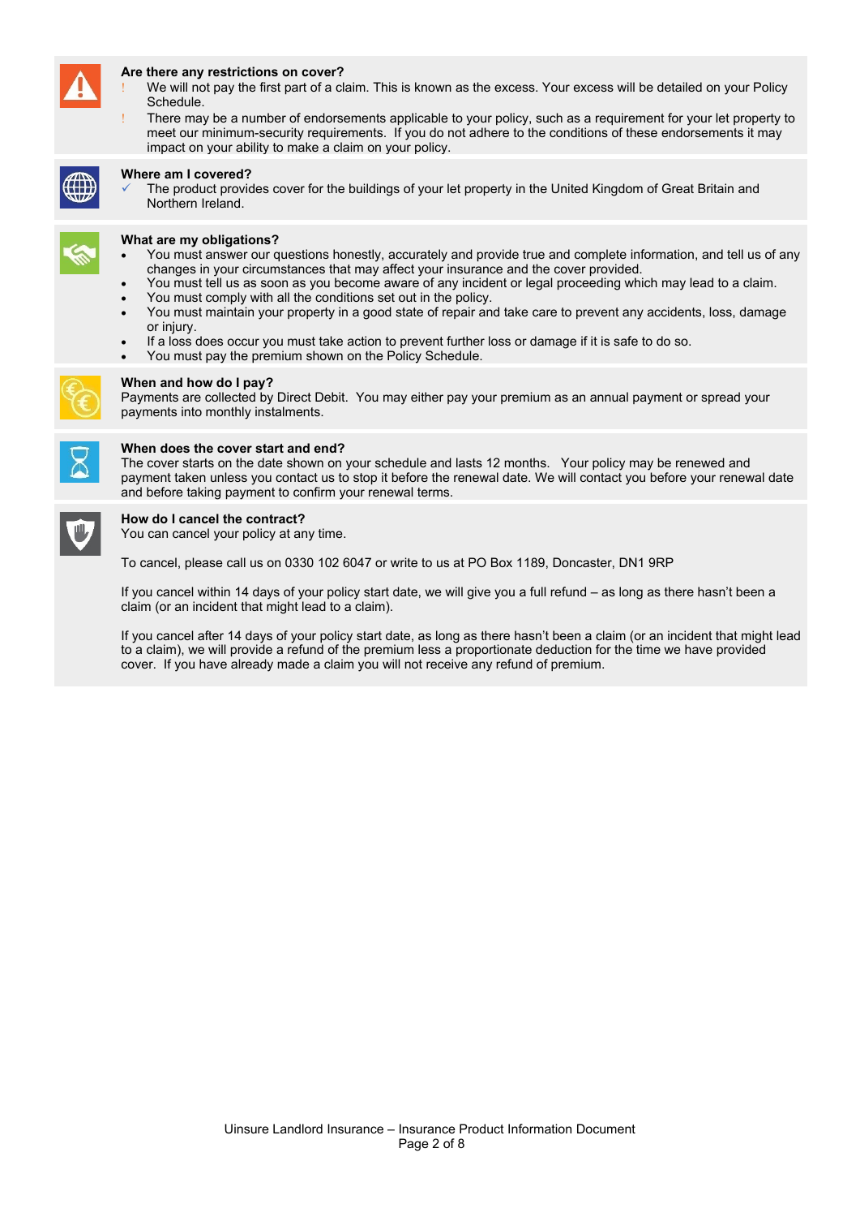### Are there any restrictions on cover?

- ! We will not pay the first part of a claim. This is known as the excess. Your excess will be detailed on your Policy Schedule.
- ! There may be a number of endorsements applicable to your policy, such as a requirement for your let property to meet our minimum-security requirements. If you do not adhere to the conditions of these endorsements it may impact on your ability to make a claim on your policy.

### Where am I covered?

- ✓ The product provides cover for the buildings of your let property in the United Kingdom of Great Britain and Northern Ireland.

### What are my obligations?

- You must answer our questions honestly, accurately and provide true and complete information, and tell us of any changes in your circumstances that may affect your insurance and the cover provided.
- You must tell us as soon as you become aware of any incident or legal proceeding which may lead to a claim.
- You must comply with all the conditions set out in the policy.
- You must maintain your property in a good state of repair and take care to prevent any accidents, loss, damage or injury.
- If a loss does occur you must take action to prevent further loss or damage if it is safe to do so.
- You must pay the premium shown on the Policy Schedule.

### When and how do I pay?

Payments are collected by Direct Debit. You may either pay your premium as an annual payment or spread your payments into monthly instalments.

### When does the cover start and end?

The cover starts on the date shown on your schedule and lasts 12 months. Your policy may be renewed and payment taken unless you contact us to stop it before the renewal date. We will contact you before your renewal date and before taking payment to confirm your renewal terms.

### How do I cancel the contract?

You can cancel your policy at any time.

To cancel, please call us on 0330 102 6047 or write to us at PO Box 1189, Doncaster, DN1 9RP

If you cancel within 14 days of your policy start date, we will give you a full refund – as long as there hasn't been a claim (or an incident that might lead to a claim).

If you cancel after 14 days of your policy start date, as long as there hasn't been a claim (or an incident that might lead to a claim), we will provide a refund of the premium less a proportionate deduction for the time we have provided cover. If you have already made a claim you will not receive any refund of premium.